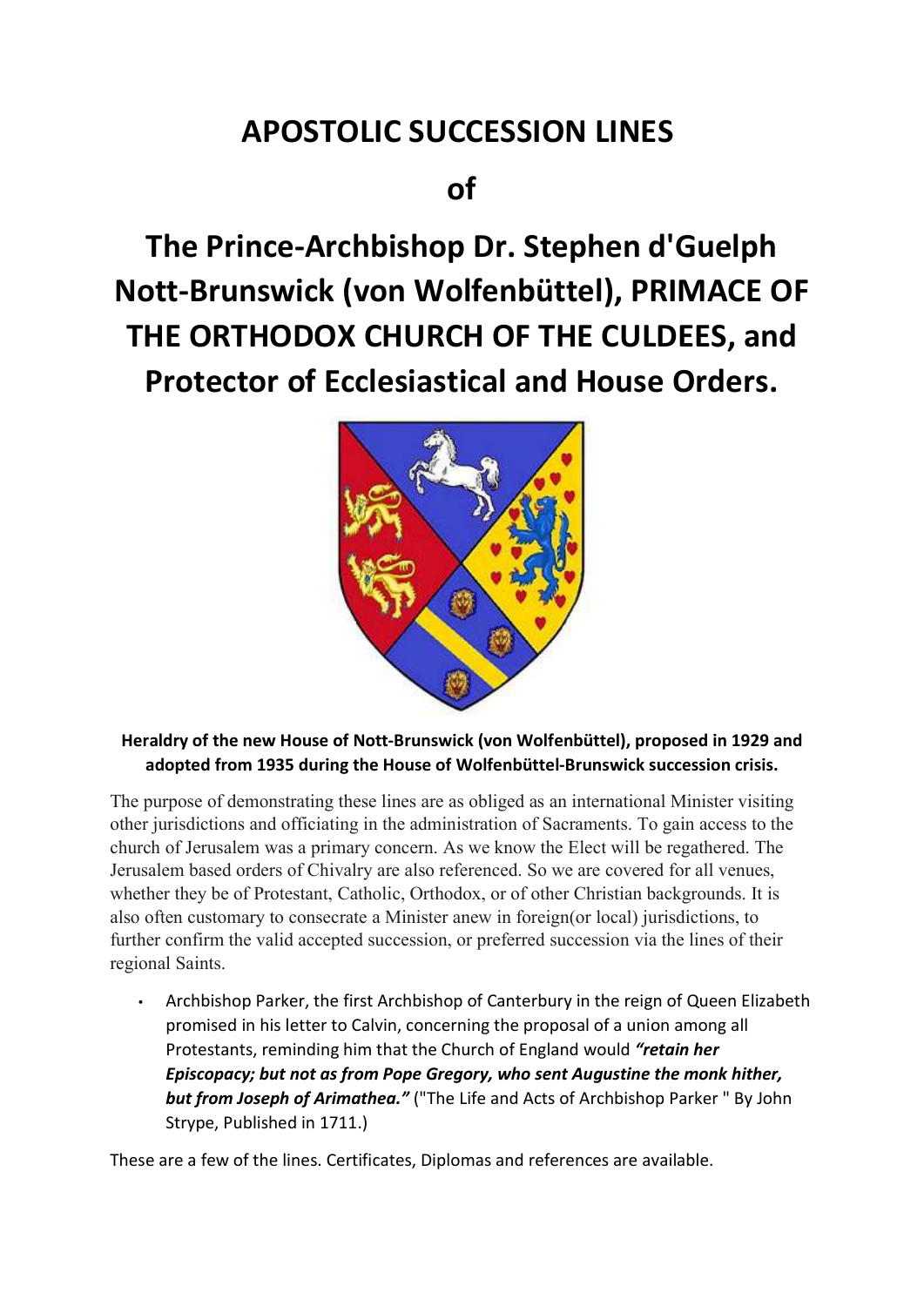# APOSTOLIC SUCCESSION LINES

# of

# The Prince-Archbishop Dr. Stephen d'Guelph Nott-Brunswick (von Wolfenbüttel), PRIMACE OF THE ORTHODOX CHURCH OF THE CULDEES, and Protector of Ecclesiastical and House Orders.

**Heraldry of the new House of Nott-Brunswick (von Wolfenbüttel), proposed in 1929 and adopted from 1935 during the House of Wolfenbüttel-Brunswick succession crisis.**

The purpose of demonstrating these lines are as obliged as an international Minister visiting other jurisdictions and officiating in the administration of Sacraments. To gain access to the church of Jerusalem was a primary concern. As we know the Elect will be regathered. The Jerusalem based orders of Chivalry are also referenced. So we are covered for all venues, whether they be of Protestant, Catholic, Orthodox, or of other Christian backgrounds. It is also often customary to consecrate a Minister anew in foreign(or local) jurisdictions, to further confirm the valid accepted succession, or preferred succession via the lines of their regional Saints.

- Archbishop Parker, the first Archbishop of Canterbury in the reign of Queen Elizabeth promised in his letter to Calvin, concerning the proposal of a union among all Protestants, reminding him that the Church of England would ***"retain her Episcopacy; but not as from Pope Gregory, who sent Augustine the monk hither, but from Joseph of Arimathea."*** ("The Life and Acts of Archbishop Parker " By John Strype, Published in 1711.)

These are a few of the lines. Certificates, Diplomas and references are available.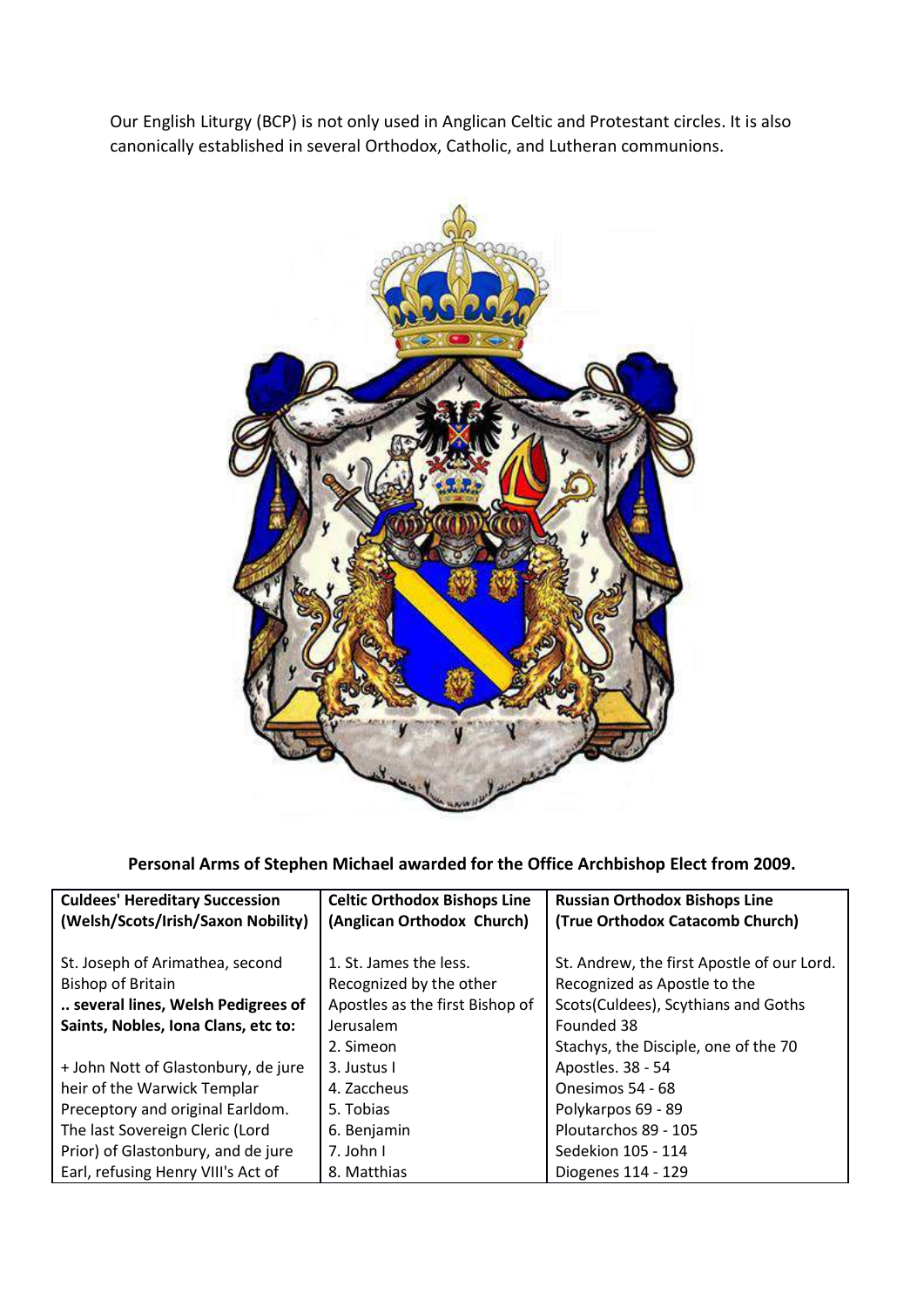Our English Liturgy (BCP) is not only used in Anglican Celtic and Protestant circles. It is also canonically established in several Orthodox, Catholic, and Lutheran communions.

**Personal Arms of Stephen Michael awarded for the Office Archbishop Elect from 2009.**

| **Culdees' Hereditary Succession (Welsh/Scots/Irish/Saxon Nobility)** | **Celtic Orthodox Bishops Line (Anglican Orthodox Church)** | **Russian Orthodox Bishops Line (True Orthodox Catacomb Church)** |
|---|---|---|
| St. Joseph of Arimathea, second Bishop of Britain<br>**.. several lines, Welsh Pedigrees of Saints, Nobles, Iona Clans, etc to:**<br><br>+ John Nott of Glastonbury, de jure heir of the Warwick Templar Preceptory and original Earldom. The last Sovereign Cleric (Lord Prior) of Glastonbury, and de jure Earl, refusing Henry VIII's Act of | 1. St. James the less. Recognized by the other Apostles as the first Bishop of Jerusalem<br>2. Simeon<br>3. Justus I<br>4. Zaccheus<br>5. Tobias<br>6. Benjamin<br>7. John I<br>8. Matthias | St. Andrew, the first Apostle of our Lord. Recognized as Apostle to the Scots(Culdees), Scythians and Goths Founded 38<br>Stachys, the Disciple, one of the 70 Apostles. 38 - 54<br>Onesimos 54 - 68<br>Polykarpos 69 - 89<br>Ploutarchos 89 - 105<br>Sedekion 105 - 114<br>Diogenes 114 - 129 |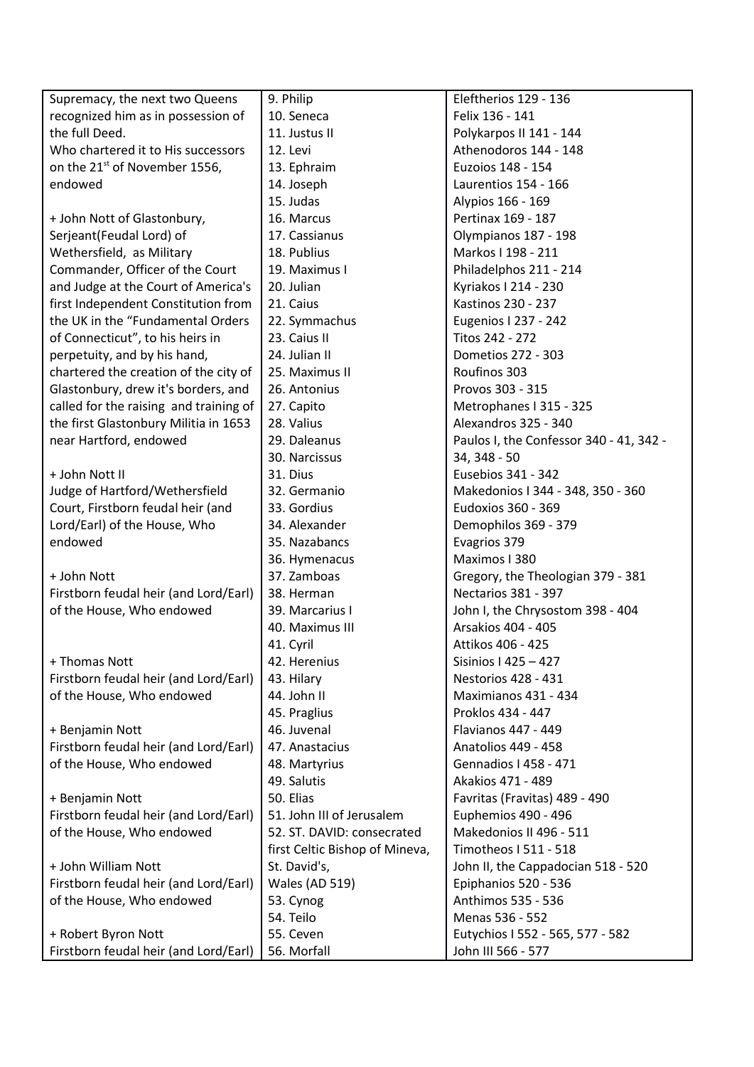| | | |
|---|---|---|
| Supremacy, the next two Queens recognized him as in possession of the full Deed.<br>Who chartered it to His successors on the 21st of November 1556, endowed<br><br>+ John Nott of Glastonbury, Serjeant(Feudal Lord) of Wethersfield, as Military Commander, Officer of the Court and Judge at the Court of America's first Independent Constitution from the UK in the "Fundamental Orders of Connecticut", to his heirs in perpetuity, and by his hand, chartered the creation of the city of Glastonbury, drew it's borders, and called for the raising and training of the first Glastonbury Militia in 1653 near Hartford, endowed<br><br>+ John Nott II<br>Judge of Hartford/Wethersfield Court, Firstborn feudal heir (and Lord/Earl) of the House, Who endowed<br><br>+ John Nott<br>Firstborn feudal heir (and Lord/Earl) of the House, Who endowed<br><br>+ Thomas Nott<br>Firstborn feudal heir (and Lord/Earl) of the House, Who endowed<br><br>+ Benjamin Nott<br>Firstborn feudal heir (and Lord/Earl) of the House, Who endowed<br><br>+ Benjamin Nott<br>Firstborn feudal heir (and Lord/Earl) of the House, Who endowed<br><br>+ John William Nott<br>Firstborn feudal heir (and Lord/Earl) of the House, Who endowed<br><br>+ Robert Byron Nott<br>Firstborn feudal heir (and Lord/Earl) | 9. Philip<br>10. Seneca<br>11. Justus II<br>12. Levi<br>13. Ephraim<br>14. Joseph<br>15. Judas<br>16. Marcus<br>17. Cassianus<br>18. Publius<br>19. Maximus I<br>20. Julian<br>21. Caius<br>22. Symmachus<br>23. Caius II<br>24. Julian II<br>25. Maximus II<br>26. Antonius<br>27. Capito<br>28. Valius<br>29. Daleanus<br>30. Narcissus<br>31. Dius<br>32. Germanio<br>33. Gordius<br>34. Alexander<br>35. Nazabancs<br>36. Hymenacus<br>37. Zamboas<br>38. Herman<br>39. Marcarius I<br>40. Maximus III<br>41. Cyril<br>42. Herenius<br>43. Hilary<br>44. John II<br>45. Praglius<br>46. Juvenal<br>47. Anastacius<br>48. Martyrius<br>49. Salutis<br>50. Elias<br>51. John III of Jerusalem<br>52. ST. DAVID: consecrated first Celtic Bishop of Mineva, St. David's, Wales (AD 519)<br>53. Cynog<br>54. Teilo<br>55. Ceven<br>56. Morfall | Eleftherios 129 - 136<br>Felix 136 - 141<br>Polykarpos II 141 - 144<br>Athenodoros 144 - 148<br>Euzoios 148 - 154<br>Laurentios 154 - 166<br>Alypios 166 - 169<br>Pertinax 169 - 187<br>Olympianos 187 - 198<br>Markos I 198 - 211<br>Philadelphos 211 - 214<br>Kyriakos I 214 - 230<br>Kastinos 230 - 237<br>Eugenios I 237 - 242<br>Titos 242 - 272<br>Dometios 272 - 303<br>Roufinos 303<br>Provos 303 - 315<br>Metrophanes I 315 - 325<br>Alexandros 325 - 340<br>Paulos I, the Confessor 340 - 41, 342 - 34, 348 - 50<br>Eusebios 341 - 342<br>Makedonios I 344 - 348, 350 - 360<br>Eudoxios 360 - 369<br>Demophilos 369 - 379<br>Evagrios 379<br>Maximos I 380<br>Gregory, the Theologian 379 - 381<br>Nectarios 381 - 397<br>John I, the Chrysostom 398 - 404<br>Arsakios 404 - 405<br>Attikos 406 - 425<br>Sisinios I 425 – 427<br>Nestorios 428 - 431<br>Maximianos 431 - 434<br>Proklos 434 - 447<br>Flavianos 447 - 449<br>Anatolios 449 - 458<br>Gennadios I 458 - 471<br>Akakios 471 - 489<br>Favritas (Fravitas) 489 - 490<br>Euphemios 490 - 496<br>Makedonios II 496 - 511<br>Timotheos I 511 - 518<br>John II, the Cappadocian 518 - 520<br>Epiphanios 520 - 536<br>Anthimos 535 - 536<br>Menas 536 - 552<br>Eutychios I 552 - 565, 577 - 582<br>John III 566 - 577 |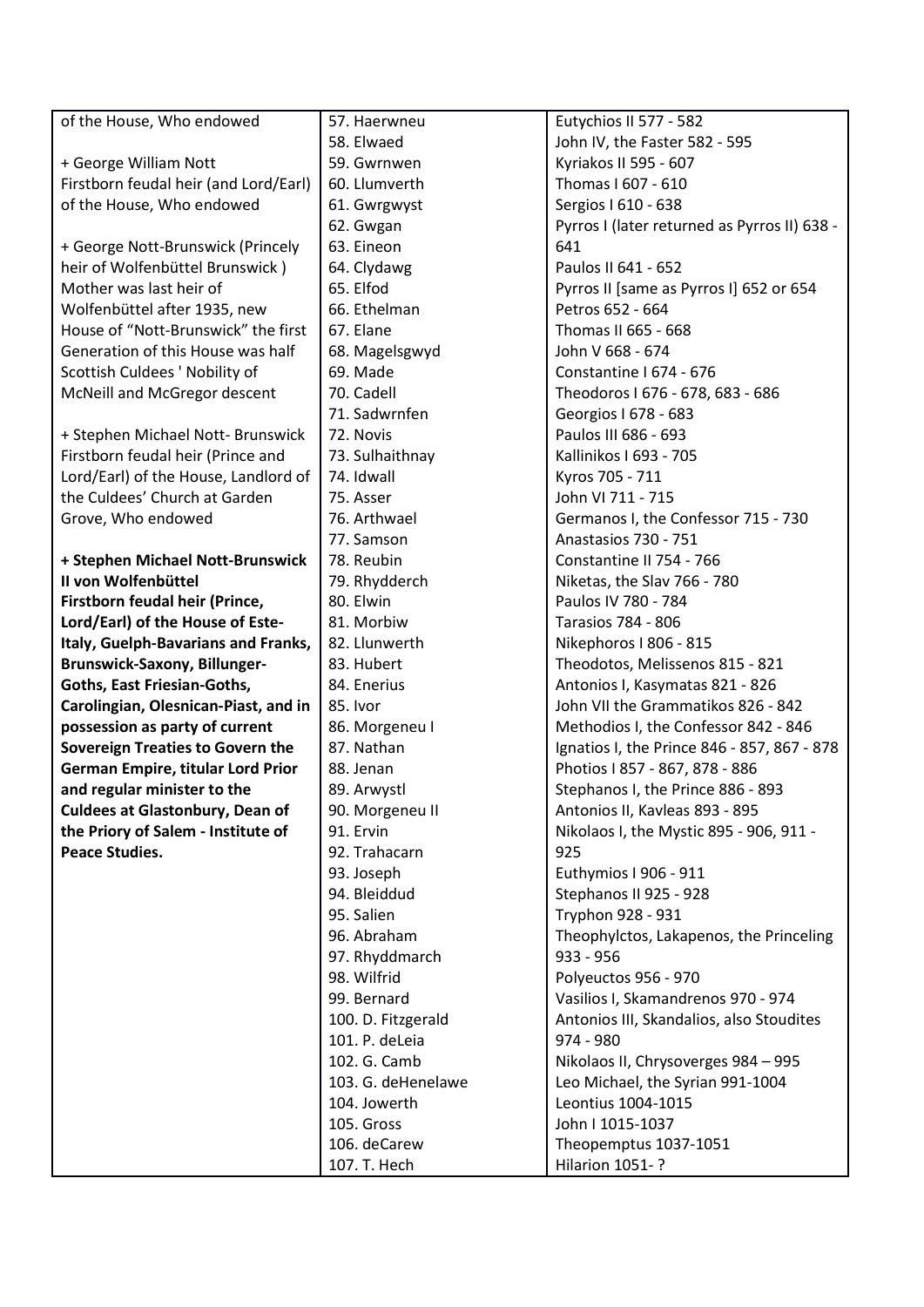| | | |
|---|---|---|
| of the House, Who endowed<br><br>+ George William Nott<br>Firstborn feudal heir (and Lord/Earl) of the House, Who endowed<br><br>+ George Nott-Brunswick (Princely heir of Wolfenbüttel Brunswick ) Mother was last heir of Wolfenbüttel after 1935, new House of "Nott-Brunswick" the first Generation of this House was half Scottish Culdees ' Nobility of McNeill and McGregor descent<br><br>+ Stephen Michael Nott- Brunswick Firstborn feudal heir (Prince and Lord/Earl) of the House, Landlord of the Culdees' Church at Garden Grove, Who endowed<br><br>**+ Stephen Michael Nott-Brunswick II von Wolfenbüttel Firstborn feudal heir (Prince, Lord/Earl) of the House of Este-Italy, Guelph-Bavarians and Franks, Brunswick-Saxony, Billunger-Goths, East Friesian-Goths, Carolingian, Olesnican-Piast, and in possession as party of current Sovereign Treaties to Govern the German Empire, titular Lord Prior and regular minister to the Culdees at Glastonbury, Dean of the Priory of Salem - Institute of Peace Studies.** | 57. Haerwneu<br>58. Elwaed<br>59. Gwrnwen<br>60. Llumverth<br>61. Gwrgwyst<br>62. Gwgan<br>63. Eineon<br>64. Clydawg<br>65. Elfod<br>66. Ethelman<br>67. Elane<br>68. Magelsgwyd<br>69. Made<br>70. Cadell<br>71. Sadwrnfen<br>72. Novis<br>73. Sulhaithnay<br>74. Idwall<br>75. Asser<br>76. Arthwael<br>77. Samson<br>78. Reubin<br>79. Rhydderch<br>80. Elwin<br>81. Morbiw<br>82. Llunwerth<br>83. Hubert<br>84. Enerius<br>85. Ivor<br>86. Morgeneu I<br>87. Nathan<br>88. Jenan<br>89. Arwystl<br>90. Morgeneu II<br>91. Ervin<br>92. Trahacarn<br>93. Joseph<br>94. Bleiddud<br>95. Salien<br>96. Abraham<br>97. Rhyddmarch<br>98. Wilfrid<br>99. Bernard<br>100. D. Fitzgerald<br>101. P. deLeia<br>102. G. Camb<br>103. G. deHenelawe<br>104. Jowerth<br>105. Gross<br>106. deCarew<br>107. T. Hech | Eutychios II 577 - 582<br>John IV, the Faster 582 - 595<br>Kyriakos II 595 - 607<br>Thomas I 607 - 610<br>Sergios I 610 - 638<br>Pyrros I (later returned as Pyrros II) 638 - 641<br>Paulos II 641 - 652<br>Pyrros II [same as Pyrros I] 652 or 654<br>Petros 652 - 664<br>Thomas II 665 - 668<br>John V 668 - 674<br>Constantine I 674 - 676<br>Theodoros I 676 - 678, 683 - 686<br>Georgios I 678 - 683<br>Paulos III 686 - 693<br>Kallinikos I 693 - 705<br>Kyros 705 - 711<br>John VI 711 - 715<br>Germanos I, the Confessor 715 - 730<br>Anastasios 730 - 751<br>Constantine II 754 - 766<br>Niketas, the Slav 766 - 780<br>Paulos IV 780 - 784<br>Tarasios 784 - 806<br>Nikephoros I 806 - 815<br>Theodotos, Melissenos 815 - 821<br>Antonios I, Kasymatas 821 - 826<br>John VII the Grammatikos 826 - 842<br>Methodios I, the Confessor 842 - 846<br>Ignatios I, the Prince 846 - 857, 867 - 878<br>Photios I 857 - 867, 878 - 886<br>Stephanos I, the Prince 886 - 893<br>Antonios II, Kavleas 893 - 895<br>Nikolaos I, the Mystic 895 - 906, 911 - 925<br>Euthymios I 906 - 911<br>Stephanos II 925 - 928<br>Tryphon 928 - 931<br>Theophylctos, Lakapenos, the Princeling 933 - 956<br>Polyeuctos 956 - 970<br>Vasilios I, Skamandrenos 970 - 974<br>Antonios III, Skandalios, also Stoudites 974 - 980<br>Nikolaos II, Chrysoverges 984 – 995<br>Leo Michael, the Syrian 991-1004<br>Leontius 1004-1015<br>John I 1015-1037<br>Theopemptus 1037-1051<br>Hilarion 1051- ? |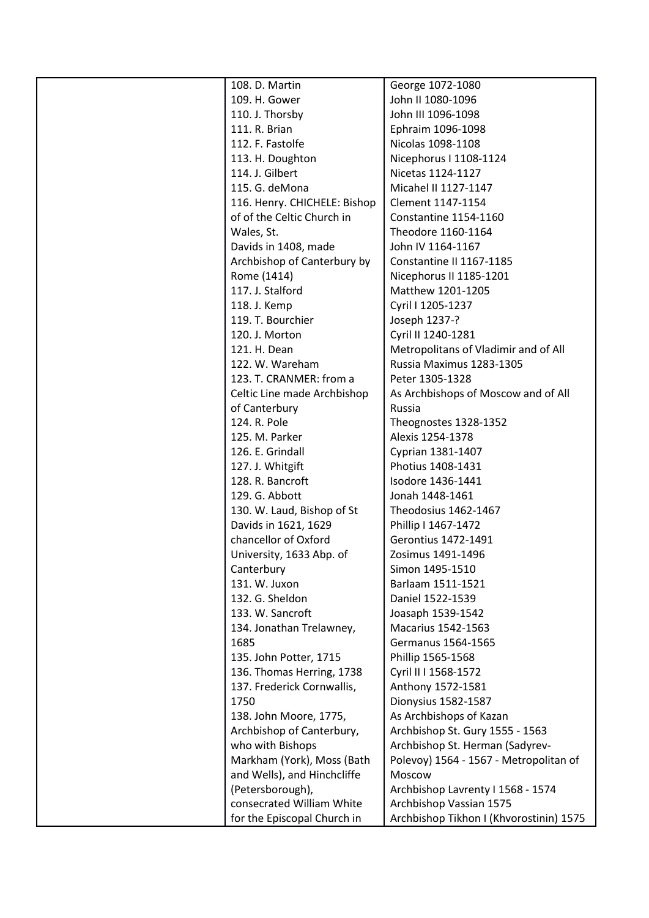| | | |
|---|---|---|
| | 108. D. Martin<br>109. H. Gower<br>110. J. Thorsby<br>111. R. Brian<br>112. F. Fastolfe<br>113. H. Doughton<br>114. J. Gilbert<br>115. G. deMona<br>116. Henry. CHICHELE: Bishop of of the Celtic Church in Wales, St. Davids in 1408, made Archbishop of Canterbury by Rome (1414)<br>117. J. Stalford<br>118. J. Kemp<br>119. T. Bourchier<br>120. J. Morton<br>121. H. Dean<br>122. W. Wareham<br>123. T. CRANMER: from a Celtic Line made Archbishop of Canterbury<br>124. R. Pole<br>125. M. Parker<br>126. E. Grindall<br>127. J. Whitgift<br>128. R. Bancroft<br>129. G. Abbott<br>130. W. Laud, Bishop of St Davids in 1621, 1629 chancellor of Oxford University, 1633 Abp. of Canterbury<br>131. W. Juxon<br>132. G. Sheldon<br>133. W. Sancroft<br>134. Jonathan Trelawney, 1685<br>135. John Potter, 1715<br>136. Thomas Herring, 1738<br>137. Frederick Cornwallis, 1750<br>138. John Moore, 1775, Archbishop of Canterbury, who with Bishops Markham (York), Moss (Bath and Wells), and Hinchcliffe (Petersborough), consecrated William White for the Episcopal Church in | George 1072-1080<br>John II 1080-1096<br>John III 1096-1098<br>Ephraim 1096-1098<br>Nicolas 1098-1108<br>Nicephorus I 1108-1124<br>Nicetas 1124-1127<br>Micahel II 1127-1147<br>Clement 1147-1154<br>Constantine 1154-1160<br>Theodore 1160-1164<br>John IV 1164-1167<br>Constantine II 1167-1185<br>Nicephorus II 1185-1201<br>Matthew 1201-1205<br>Cyril I 1205-1237<br>Joseph 1237-?<br>Cyril II 1240-1281<br>Metropolitans of Vladimir and of All Russia Maximus 1283-1305<br>Peter 1305-1328<br>As Archbishops of Moscow and of All Russia<br>Theognostes 1328-1352<br>Alexis 1254-1378<br>Cyprian 1381-1407<br>Photius 1408-1431<br>Isodore 1436-1441<br>Jonah 1448-1461<br>Theodosius 1462-1467<br>Phillip I 1467-1472<br>Gerontius 1472-1491<br>Zosimus 1491-1496<br>Simon 1495-1510<br>Barlaam 1511-1521<br>Daniel 1522-1539<br>Joasaph 1539-1542<br>Macarius 1542-1563<br>Germanus 1564-1565<br>Phillip 1565-1568<br>Cyril II I 1568-1572<br>Anthony 1572-1581<br>Dionysius 1582-1587<br>As Archbishops of Kazan<br>Archbishop St. Gury 1555 - 1563<br>Archbishop St. Herman (Sadyrev-Polevoy) 1564 - 1567 - Metropolitan of Moscow<br>Archbishop Lavrenty I 1568 - 1574<br>Archbishop Vassian 1575<br>Archbishop Tikhon I (Khvorostinin) 1575 |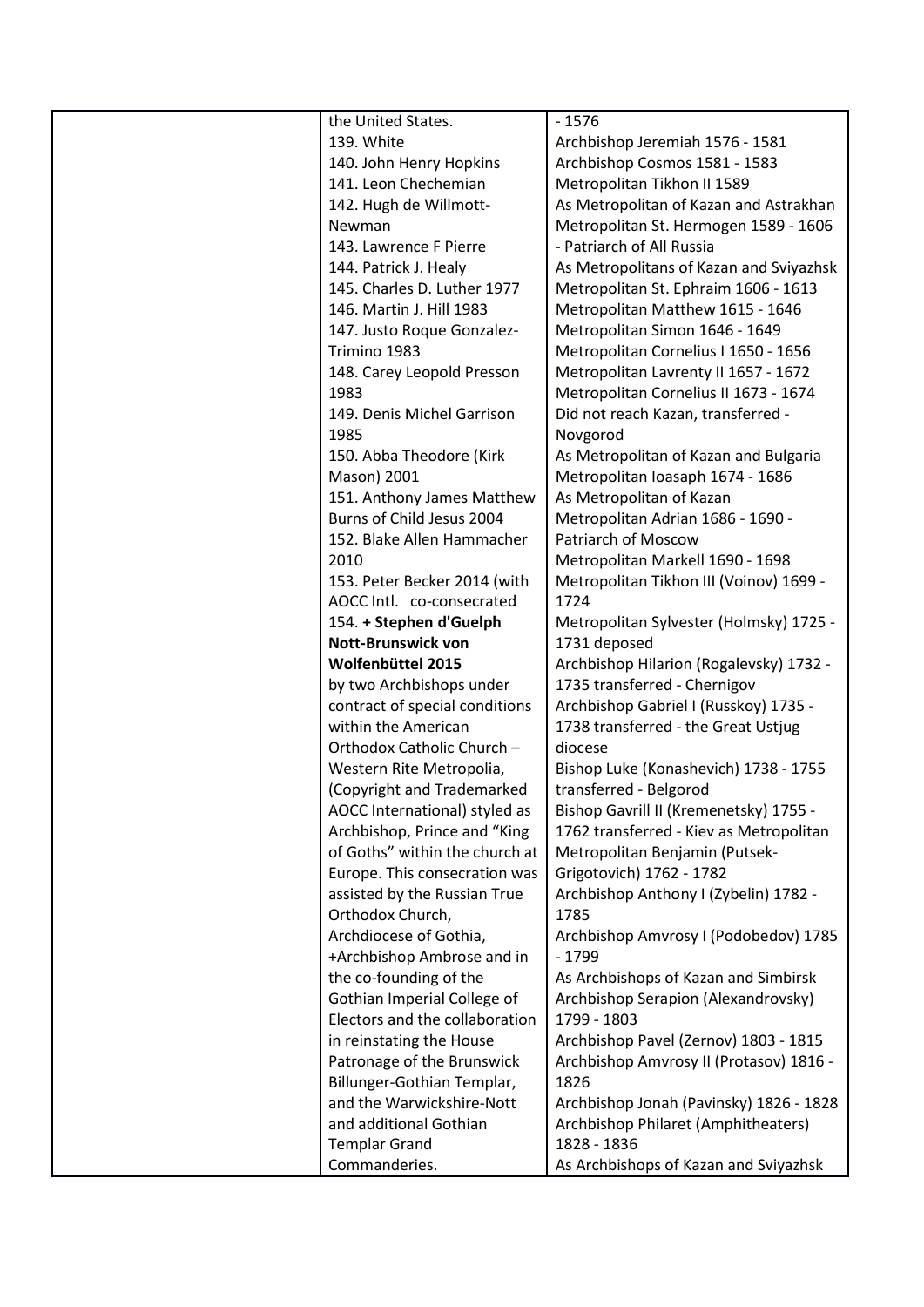| | | |
|---|---|---|
| | the United States.<br>139. White<br>140. John Henry Hopkins<br>141. Leon Chechemian<br>142. Hugh de Willmott-Newman<br>143. Lawrence F Pierre<br>144. Patrick J. Healy<br>145. Charles D. Luther 1977<br>146. Martin J. Hill 1983<br>147. Justo Roque Gonzalez-Trimino 1983<br>148. Carey Leopold Presson 1983<br>149. Denis Michel Garrison 1985<br>150. Abba Theodore (Kirk Mason) 2001<br>151. Anthony James Matthew Burns of Child Jesus 2004<br>152. Blake Allen Hammacher 2010<br>153. Peter Becker 2014 (with AOCC Intl. co-consecrated<br>154. **+ Stephen d'Guelph Nott-Brunswick von Wolfenbüttel 2015**<br>by two Archbishops under contract of special conditions within the American Orthodox Catholic Church – Western Rite Metropolia, (Copyright and Trademarked AOCC International) styled as Archbishop, Prince and "King of Goths" within the church at Europe. This consecration was assisted by the Russian True Orthodox Church, Archdiocese of Gothia, +Archbishop Ambrose and in the co-founding of the Gothian Imperial College of Electors and the collaboration in reinstating the House Patronage of the Brunswick Billunger-Gothian Templar, and the Warwickshire-Nott and additional Gothian Templar Grand Commanderies. | - 1576<br>Archbishop Jeremiah 1576 - 1581<br>Archbishop Cosmos 1581 - 1583<br>Metropolitan Tikhon II 1589<br>As Metropolitan of Kazan and Astrakhan<br>Metropolitan St. Hermogen 1589 - 1606 - Patriarch of All Russia<br>As Metropolitans of Kazan and Sviyazhsk<br>Metropolitan St. Ephraim 1606 - 1613<br>Metropolitan Matthew 1615 - 1646<br>Metropolitan Simon 1646 - 1649<br>Metropolitan Cornelius I 1650 - 1656<br>Metropolitan Lavrenty II 1657 - 1672<br>Metropolitan Cornelius II 1673 - 1674<br>Did not reach Kazan, transferred - Novgorod<br>As Metropolitan of Kazan and Bulgaria<br>Metropolitan Ioasaph 1674 - 1686<br>As Metropolitan of Kazan<br>Metropolitan Adrian 1686 - 1690 - Patriarch of Moscow<br>Metropolitan Markell 1690 - 1698<br>Metropolitan Tikhon III (Voinov) 1699 - 1724<br>Metropolitan Sylvester (Holmsky) 1725 - 1731 deposed<br>Archbishop Hilarion (Rogalevsky) 1732 - 1735 transferred - Chernigov<br>Archbishop Gabriel I (Russkoy) 1735 - 1738 transferred - the Great Ustjug diocese<br>Bishop Luke (Konashevich) 1738 - 1755 transferred - Belgorod<br>Bishop Gavrill II (Kremenetsky) 1755 - 1762 transferred - Kiev as Metropolitan<br>Metropolitan Benjamin (Putsek-Grigotovich) 1762 - 1782<br>Archbishop Anthony I (Zybelin) 1782 - 1785<br>Archbishop Amvrosy I (Podobedov) 1785 - 1799<br>As Archbishops of Kazan and Simbirsk<br>Archbishop Serapion (Alexandrovsky) 1799 - 1803<br>Archbishop Pavel (Zernov) 1803 - 1815<br>Archbishop Amvrosy II (Protasov) 1816 - 1826<br>Archbishop Jonah (Pavinsky) 1826 - 1828<br>Archbishop Philaret (Amphitheaters) 1828 - 1836<br>As Archbishops of Kazan and Sviyazhsk |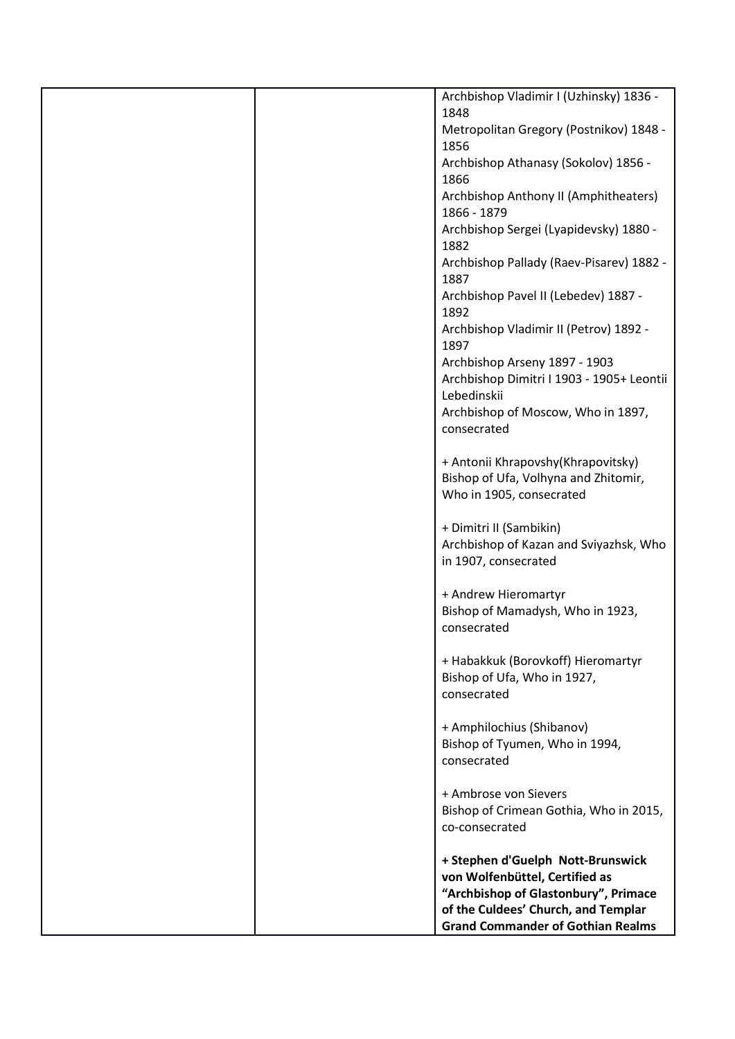|  |  | Archbishop Vladimir I (Uzhinsky) 1836 - 1848<br>Metropolitan Gregory (Postnikov) 1848 - 1856<br>Archbishop Athanasy (Sokolov) 1856 - 1866<br>Archbishop Anthony II (Amphitheaters) 1866 - 1879<br>Archbishop Sergei (Lyapidevsky) 1880 - 1882<br>Archbishop Pallady (Raev-Pisarev) 1882 - 1887<br>Archbishop Pavel II (Lebedev) 1887 - 1892<br>Archbishop Vladimir II (Petrov) 1892 - 1897<br>Archbishop Arseny 1897 - 1903<br>Archbishop Dimitri I 1903 - 1905+ Leontii Lebedinskii<br>Archbishop of Moscow, Who in 1897, consecrated<br><br>+ Antonii Khrapovshy(Khrapovitsky)<br>Bishop of Ufa, Volhyna and Zhitomir, Who in 1905, consecrated<br><br>+ Dimitri II (Sambikin)<br>Archbishop of Kazan and Sviyazhsk, Who in 1907, consecrated<br><br>+ Andrew Hieromartyr<br>Bishop of Mamadysh, Who in 1923, consecrated<br><br>+ Habakkuk (Borovkoff) Hieromartyr<br>Bishop of Ufa, Who in 1927, consecrated<br><br>+ Amphilochius (Shibanov)<br>Bishop of Tyumen, Who in 1994, consecrated<br><br>+ Ambrose von Sievers<br>Bishop of Crimean Gothia, Who in 2015, co-consecrated<br><br>**+ Stephen d'Guelph Nott-Brunswick von Wolfenbüttel, Certified as "Archbishop of Glastonbury", Primace of the Culdees' Church, and Templar Grand Commander of Gothian Realms** |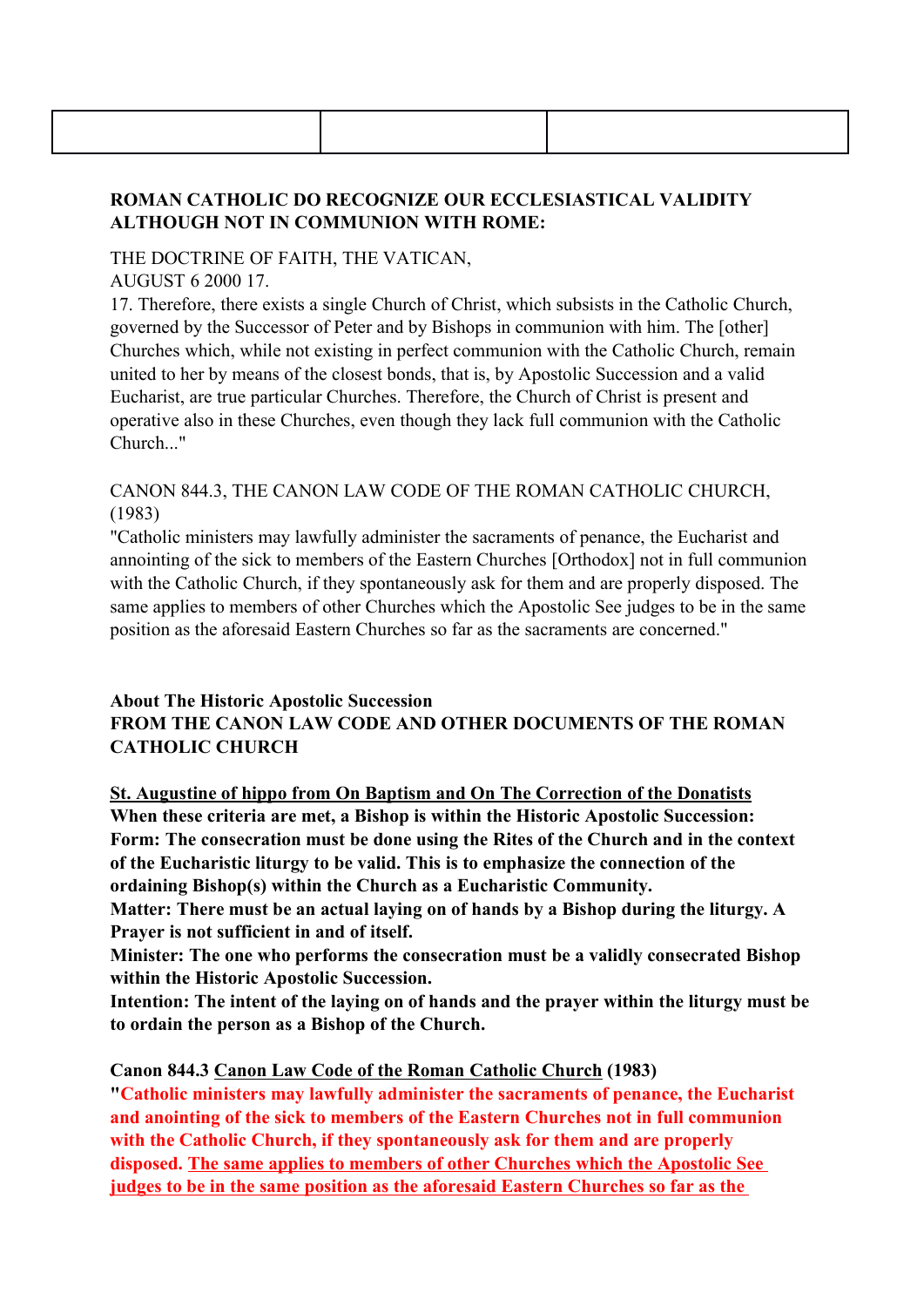| | | |
|---|---|---|
| | | |

**ROMAN CATHOLIC DO RECOGNIZE OUR ECCLESIASTICAL VALIDITY ALTHOUGH NOT IN COMMUNION WITH ROME:**

THE DOCTRINE OF FAITH, THE VATICAN,
AUGUST 6 2000 17.
17. Therefore, there exists a single Church of Christ, which subsists in the Catholic Church, governed by the Successor of Peter and by Bishops in communion with him. The [other] Churches which, while not existing in perfect communion with the Catholic Church, remain united to her by means of the closest bonds, that is, by Apostolic Succession and a valid Eucharist, are true particular Churches. Therefore, the Church of Christ is present and operative also in these Churches, even though they lack full communion with the Catholic Church..."

CANON 844.3, THE CANON LAW CODE OF THE ROMAN CATHOLIC CHURCH, (1983)
"Catholic ministers may lawfully administer the sacraments of penance, the Eucharist and annointing of the sick to members of the Eastern Churches [Orthodox] not in full communion with the Catholic Church, if they spontaneously ask for them and are properly disposed. The same applies to members of other Churches which the Apostolic See judges to be in the same position as the aforesaid Eastern Churches so far as the sacraments are concerned."

**About The Historic Apostolic Succession**
**FROM THE CANON LAW CODE AND OTHER DOCUMENTS OF THE ROMAN CATHOLIC CHURCH**

**St. Augustine of hippo from On Baptism and On The Correction of the Donatists**
**When these criteria are met, a Bishop is within the Historic Apostolic Succession:**
**Form: The consecration must be done using the Rites of the Church and in the context of the Eucharistic liturgy to be valid. This is to emphasize the connection of the ordaining Bishop(s) within the Church as a Eucharistic Community.**
**Matter: There must be an actual laying on of hands by a Bishop during the liturgy. A Prayer is not sufficient in and of itself.**
**Minister: The one who performs the consecration must be a validly consecrated Bishop within the Historic Apostolic Succession.**
**Intention: The intent of the laying on of hands and the prayer within the liturgy must be to ordain the person as a Bishop of the Church.**

**Canon 844.3 Canon Law Code of the Roman Catholic Church (1983)**
**"Catholic ministers may lawfully administer the sacraments of penance, the Eucharist and anointing of the sick to members of the Eastern Churches not in full communion with the Catholic Church, if they spontaneously ask for them and are properly disposed. The same applies to members of other Churches which the Apostolic See judges to be in the same position as the aforesaid Eastern Churches so far as the**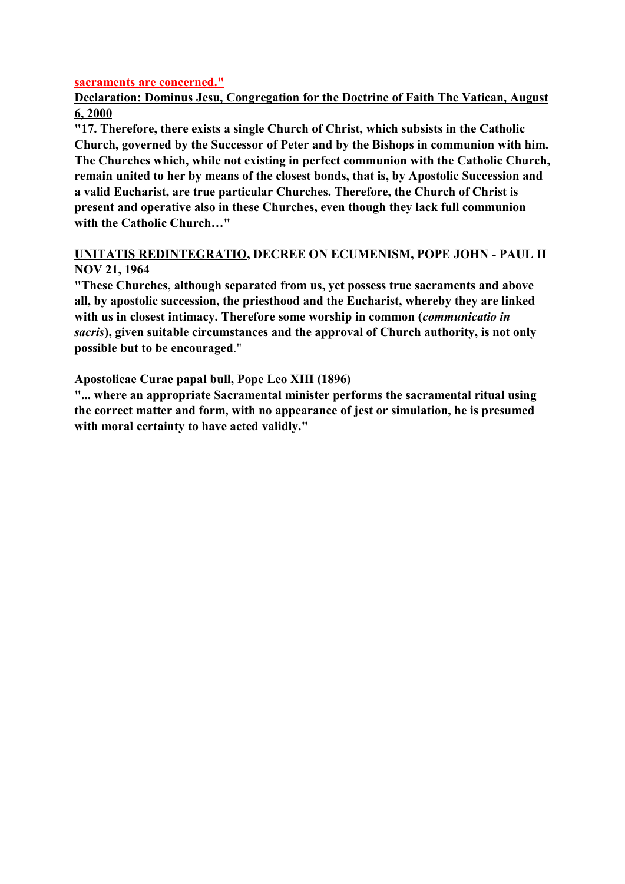<u>**sacraments are concerned."**</u>

<u>**Declaration: Dominus Jesu, Congregation for the Doctrine of Faith The Vatican, August 6, 2000**</u>

**"17. Therefore, there exists a single Church of Christ, which subsists in the Catholic Church, governed by the Successor of Peter and by the Bishops in communion with him. The Churches which, while not existing in perfect communion with the Catholic Church, remain united to her by means of the closest bonds, that is, by Apostolic Succession and a valid Eucharist, are true particular Churches. Therefore, the Church of Christ is present and operative also in these Churches, even though they lack full communion with the Catholic Church…"**

**<u>UNITATIS REDINTEGRATIO</u>, DECREE ON ECUMENISM, POPE JOHN - PAUL II NOV 21, 1964**

**"These Churches, although separated from us, yet possess true sacraments and above all, by apostolic succession, the priesthood and the Eucharist, whereby they are linked with us in closest intimacy. Therefore some worship in common (*communicatio in sacris*), given suitable circumstances and the approval of Church authority, is not only possible but to be encouraged**."

**<u>Apostolicae Curae</u> papal bull, Pope Leo XIII (1896)**

**"... where an appropriate Sacramental minister performs the sacramental ritual using the correct matter and form, with no appearance of jest or simulation, he is presumed with moral certainty to have acted validly."**